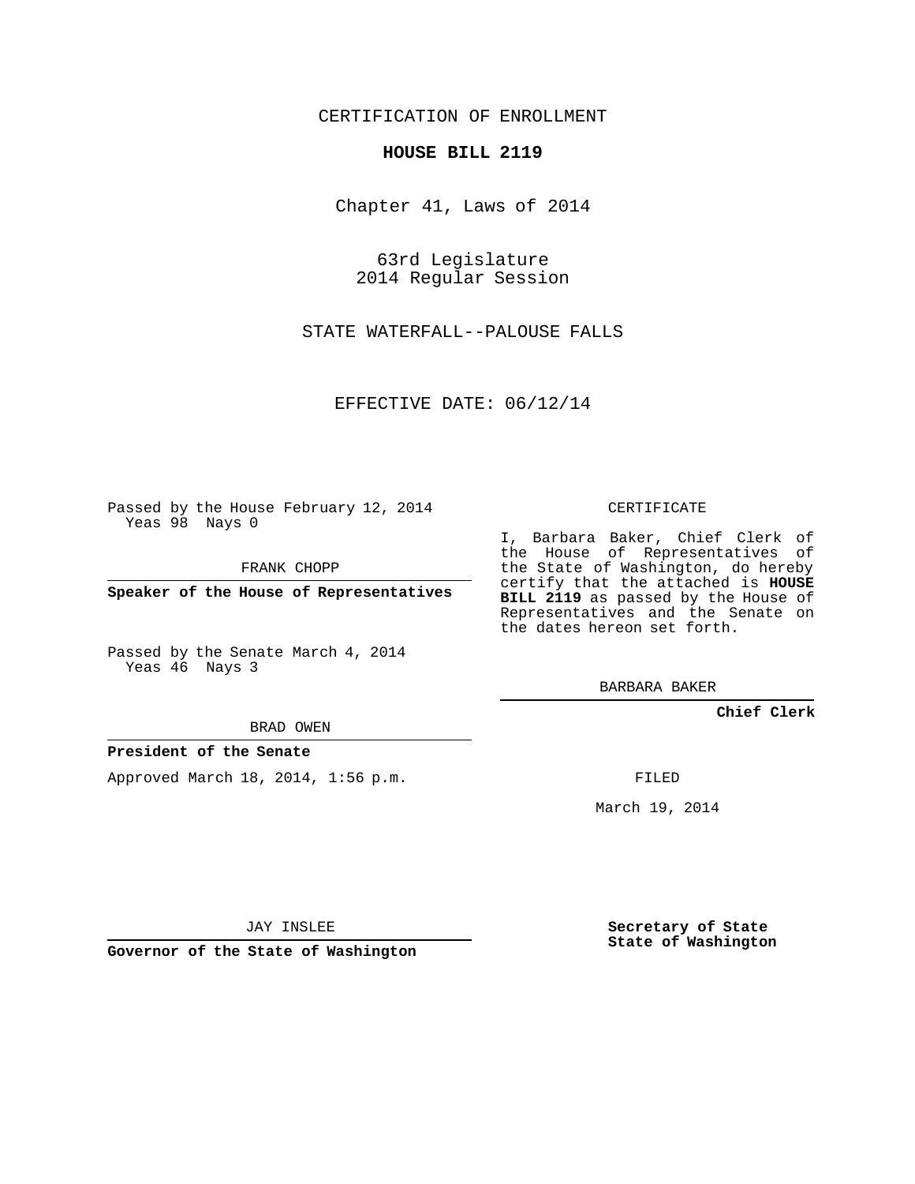CERTIFICATION OF ENROLLMENT

**HOUSE BILL 2119**

Chapter 41, Laws of 2014

63rd Legislature
2014 Regular Session

STATE WATERFALL--PALOUSE FALLS

EFFECTIVE DATE: 06/12/14

Passed by the House February 12, 2014
Yeas 98 Nays 0

FRANK CHOPP

**Speaker of the House of Representatives**

Passed by the Senate March 4, 2014
Yeas 46 Nays 3

BRAD OWEN

**President of the Senate**

Approved March 18, 2014, 1:56 p.m.

JAY INSLEE

**Governor of the State of Washington**

CERTIFICATE

I, Barbara Baker, Chief Clerk of the House of Representatives of the State of Washington, do hereby certify that the attached is **HOUSE BILL 2119** as passed by the House of Representatives and the Senate on the dates hereon set forth.

BARBARA BAKER

**Chief Clerk**

FILED

March 19, 2014

**Secretary of State**
**State of Washington**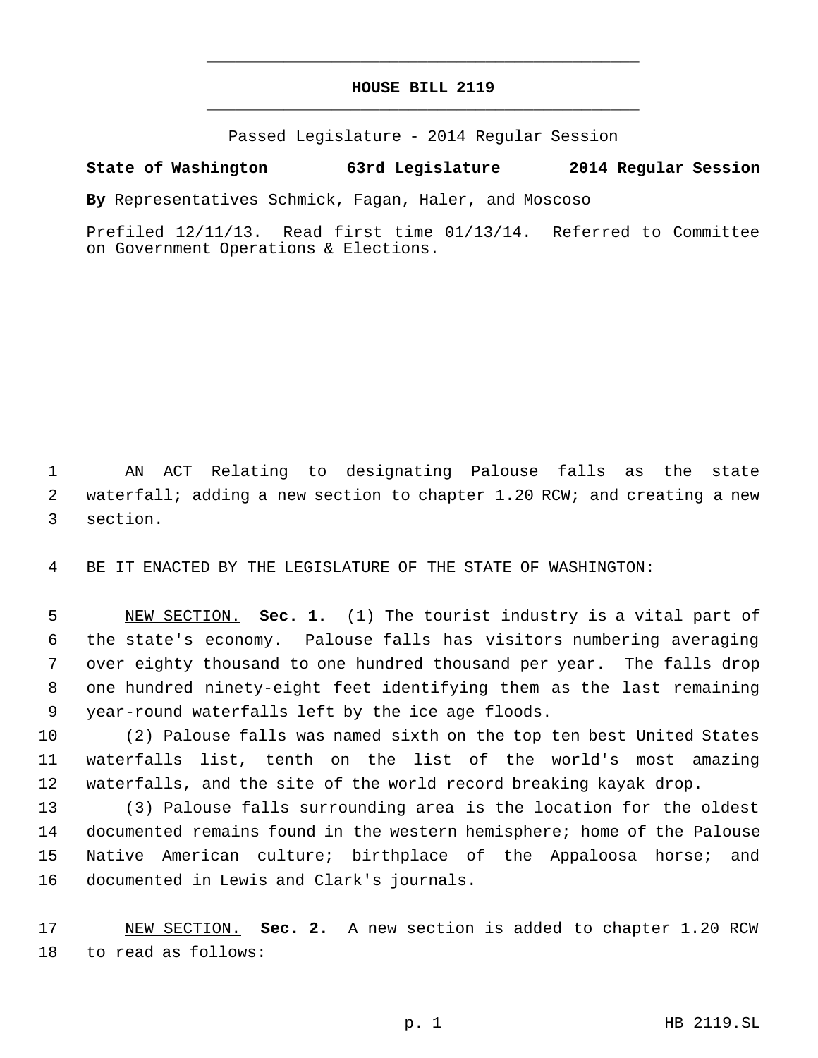# HOUSE BILL 2119

Passed Legislature - 2014 Regular Session

**State of Washington 63rd Legislature 2014 Regular Session**

**By** Representatives Schmick, Fagan, Haler, and Moscoso

Prefiled 12/11/13. Read first time 01/13/14. Referred to Committee on Government Operations & Elections.

AN ACT Relating to designating Palouse falls as the state waterfall; adding a new section to chapter 1.20 RCW; and creating a new section.

BE IT ENACTED BY THE LEGISLATURE OF THE STATE OF WASHINGTON:

NEW SECTION. **Sec. 1.** (1) The tourist industry is a vital part of the state's economy. Palouse falls has visitors numbering averaging over eighty thousand to one hundred thousand per year. The falls drop one hundred ninety-eight feet identifying them as the last remaining year-round waterfalls left by the ice age floods.

(2) Palouse falls was named sixth on the top ten best United States waterfalls list, tenth on the list of the world's most amazing waterfalls, and the site of the world record breaking kayak drop.

(3) Palouse falls surrounding area is the location for the oldest documented remains found in the western hemisphere; home of the Palouse Native American culture; birthplace of the Appaloosa horse; and documented in Lewis and Clark's journals.

NEW SECTION. **Sec. 2.** A new section is added to chapter 1.20 RCW to read as follows: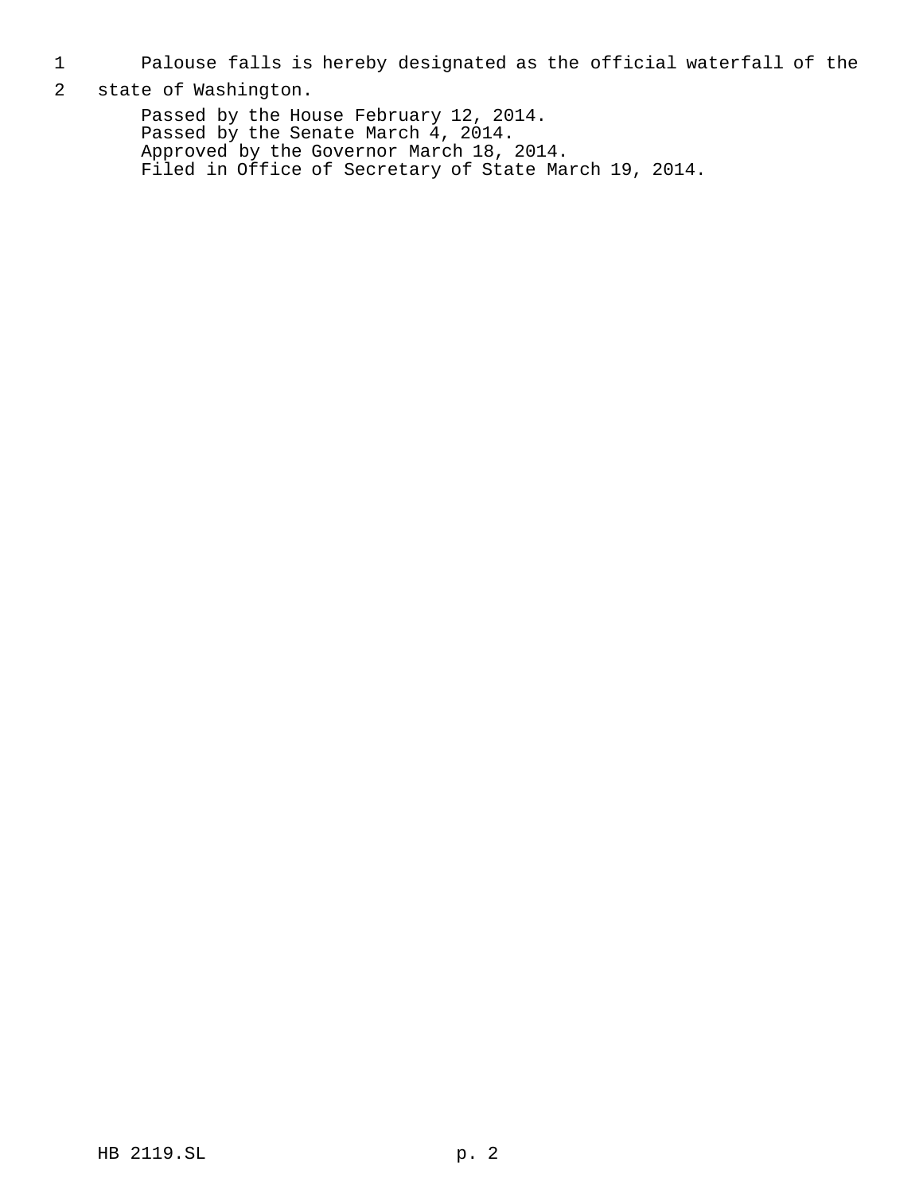Palouse falls is hereby designated as the official waterfall of the state of Washington.

Passed by the House February 12, 2014.
Passed by the Senate March 4, 2014.
Approved by the Governor March 18, 2014.
Filed in Office of Secretary of State March 19, 2014.